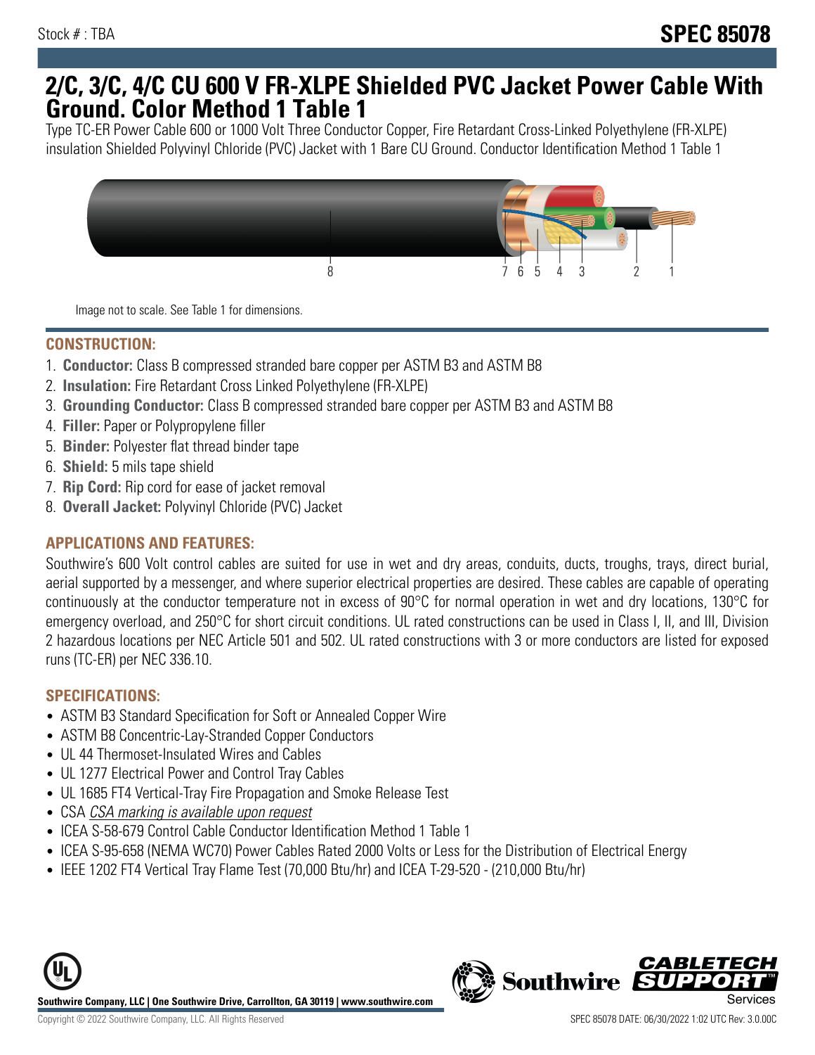Stock # : TBA

# SPEC 85078

## 2/C, 3/C, 4/C CU 600 V FR-XLPE Shielded PVC Jacket Power Cable With Ground. Color Method 1 Table 1

Type TC-ER Power Cable 600 or 1000 Volt Three Conductor Copper, Fire Retardant Cross-Linked Polyethylene (FR-XLPE) insulation Shielded Polyvinyl Chloride (PVC) Jacket with 1 Bare CU Ground. Conductor Identification Method 1 Table 1

8 7 6 5 4 3 2 1

Image not to scale. See Table 1 for dimensions.

### CONSTRUCTION:

1. **Conductor:** Class B compressed stranded bare copper per ASTM B3 and ASTM B8
2. **Insulation:** Fire Retardant Cross Linked Polyethylene (FR-XLPE)
3. **Grounding Conductor:** Class B compressed stranded bare copper per ASTM B3 and ASTM B8
4. **Filler:** Paper or Polypropylene filler
5. **Binder:** Polyester flat thread binder tape
6. **Shield:** 5 mils tape shield
7. **Rip Cord:** Rip cord for ease of jacket removal
8. **Overall Jacket:** Polyvinyl Chloride (PVC) Jacket

### APPLICATIONS AND FEATURES:

Southwire's 600 Volt control cables are suited for use in wet and dry areas, conduits, ducts, troughs, trays, direct burial, aerial supported by a messenger, and where superior electrical properties are desired. These cables are capable of operating continuously at the conductor temperature not in excess of 90°C for normal operation in wet and dry locations, 130°C for emergency overload, and 250°C for short circuit conditions. UL rated constructions can be used in Class I, II, and III, Division 2 hazardous locations per NEC Article 501 and 502. UL rated constructions with 3 or more conductors are listed for exposed runs (TC-ER) per NEC 336.10.

### SPECIFICATIONS:

- ASTM B3 Standard Specification for Soft or Annealed Copper Wire
- ASTM B8 Concentric-Lay-Stranded Copper Conductors
- UL 44 Thermoset-Insulated Wires and Cables
- UL 1277 Electrical Power and Control Tray Cables
- UL 1685 FT4 Vertical-Tray Fire Propagation and Smoke Release Test
- CSA *CSA marking is available upon request*
- ICEA S-58-679 Control Cable Conductor Identification Method 1 Table 1
- ICEA S-95-658 (NEMA WC70) Power Cables Rated 2000 Volts or Less for the Distribution of Electrical Energy
- IEEE 1202 FT4 Vertical Tray Flame Test (70,000 Btu/hr) and ICEA T-29-520 - (210,000 Btu/hr)

**Southwire Company, LLC | One Southwire Drive, Carrollton, GA 30119 | www.southwire.com**

Copyright © 2022 Southwire Company, LLC. All Rights Reserved

SPEC 85078 DATE: 06/30/2022 1:02 UTC Rev: 3.0.00C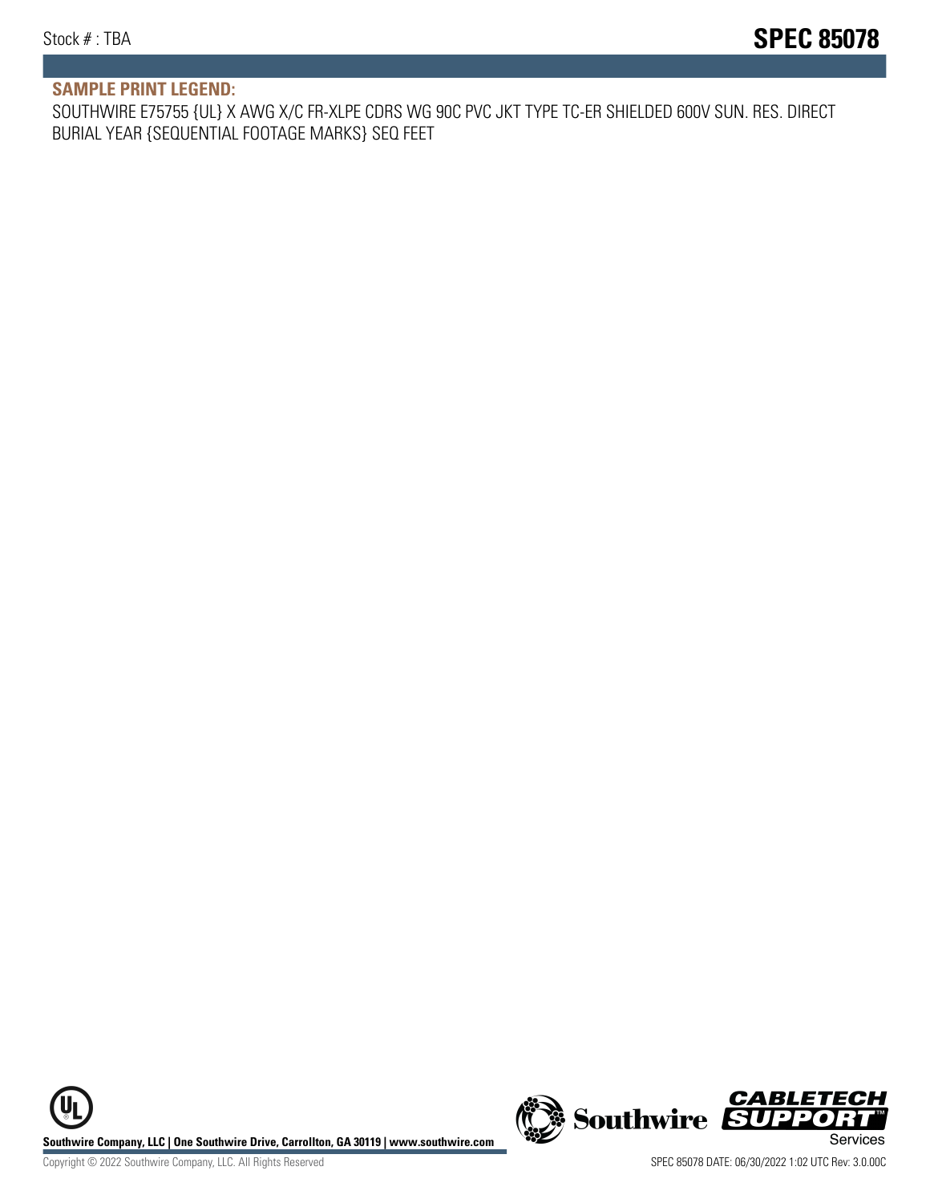## SAMPLE PRINT LEGEND:

SOUTHWIRE E75755 {UL} X AWG X/C FR-XLPE CDRS WG 90C PVC JKT TYPE TC-ER SHIELDED 600V SUN. RES. DIRECT BURIAL YEAR {SEQUENTIAL FOOTAGE MARKS} SEQ FEET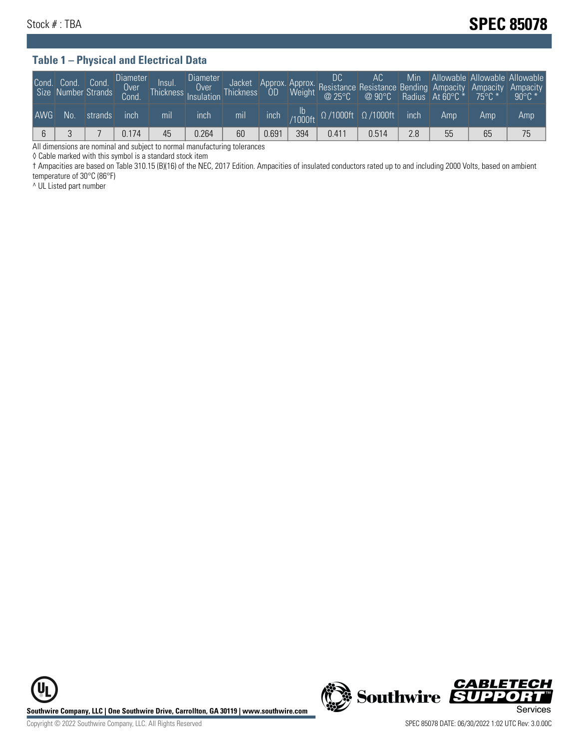Stock # : TBA

# SPEC 85078

## Table 1 – Physical and Electrical Data

| Cond. Size | Cond. Number | Cond. Strands | Diameter Over Cond. | Insul. Thickness | Diameter Over Insulation | Jacket Thickness | Approx. OD | Approx. Weight | DC Resistance @ 25°C | AC Resistance @ 90°C | Min Bending Radius | Allowable Ampacity At 60°C * | Allowable Ampacity 75°C * | Allowable Ampacity 90°C * |
|---|---|---|---|---|---|---|---|---|---|---|---|---|---|---|
| AWG | No. | strands | inch | mil | inch | mil | inch | lb /1000ft | Ω /1000ft | Ω /1000ft | inch | Amp | Amp | Amp |
| 6 | 3 | 7 | 0.174 | 45 | 0.264 | 60 | 0.691 | 394 | 0.411 | 0.514 | 2.8 | 55 | 65 | 75 |

All dimensions are nominal and subject to normal manufacturing tolerances

◊ Cable marked with this symbol is a standard stock item

† Ampacities are based on Table 310.15 (B)(16) of the NEC, 2017 Edition. Ampacities of insulated conductors rated up to and including 2000 Volts, based on ambient temperature of 30°C (86°F)

^ UL Listed part number

**Southwire Company, LLC | One Southwire Drive, Carrollton, GA 30119 | www.southwire.com**

Copyright © 2022 Southwire Company, LLC. All Rights Reserved

SPEC 85078 DATE: 06/30/2022 1:02 UTC Rev: 3.0.00C